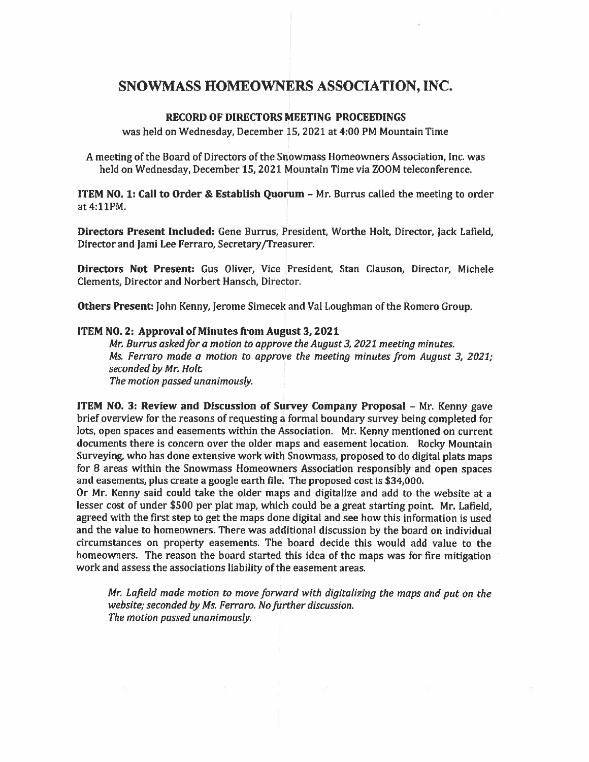# SNOWMASS HOMEOWNERS ASSOCIATION, INC.

## RECORD OF DIRECTORS MEETING PROCEEDINGS

was held on Wednesday, December 15, 2021 at 4:00 PM Mountain Time

A meeting of the Board of Directors of the Snowmass Homeowners Association, Inc. was held on Wednesday, December 15, 2021 Mountain Time via ZOOM teleconference.

**ITEM NO. 1: Call to Order & Establish Quorum** – Mr. Burrus called the meeting to order at 4:11PM.

**Directors Present Included:** Gene Burrus, President, Worthe Holt, Director, Jack Lafield, Director and Jami Lee Ferraro, Secretary/Treasurer.

**Directors Not Present:** Gus Oliver, Vice President, Stan Clauson, Director, Michele Clements, Director and Norbert Hansch, Director.

**Others Present:** John Kenny, Jerome Simecek and Val Loughman of the Romero Group.

**ITEM NO. 2: Approval of Minutes from August 3, 2021**

*Mr. Burrus asked for a motion to approve the August 3, 2021 meeting minutes.*
*Ms. Ferraro made a motion to approve the meeting minutes from August 3, 2021; seconded by Mr. Holt.*
*The motion passed unanimously.*

**ITEM NO. 3: Review and Discussion of Survey Company Proposal** – Mr. Kenny gave brief overview for the reasons of requesting a formal boundary survey being completed for lots, open spaces and easements within the Association. Mr. Kenny mentioned on current documents there is concern over the older maps and easement location. Rocky Mountain Surveying, who has done extensive work with Snowmass, proposed to do digital plats maps for 8 areas within the Snowmass Homeowners Association responsibly and open spaces and easements, plus create a google earth file. The proposed cost is $34,000.
Or Mr. Kenny said could take the older maps and digitalize and add to the website at a lesser cost of under $500 per plat map, which could be a great starting point. Mr. Lafield, agreed with the first step to get the maps done digital and see how this information is used and the value to homeowners. There was additional discussion by the board on individual circumstances on property easements. The board decide this would add value to the homeowners. The reason the board started this idea of the maps was for fire mitigation work and assess the associations liability of the easement areas.

*Mr. Lafield made motion to move forward with digitalizing the maps and put on the website; seconded by Ms. Ferraro. No further discussion.*
*The motion passed unanimously.*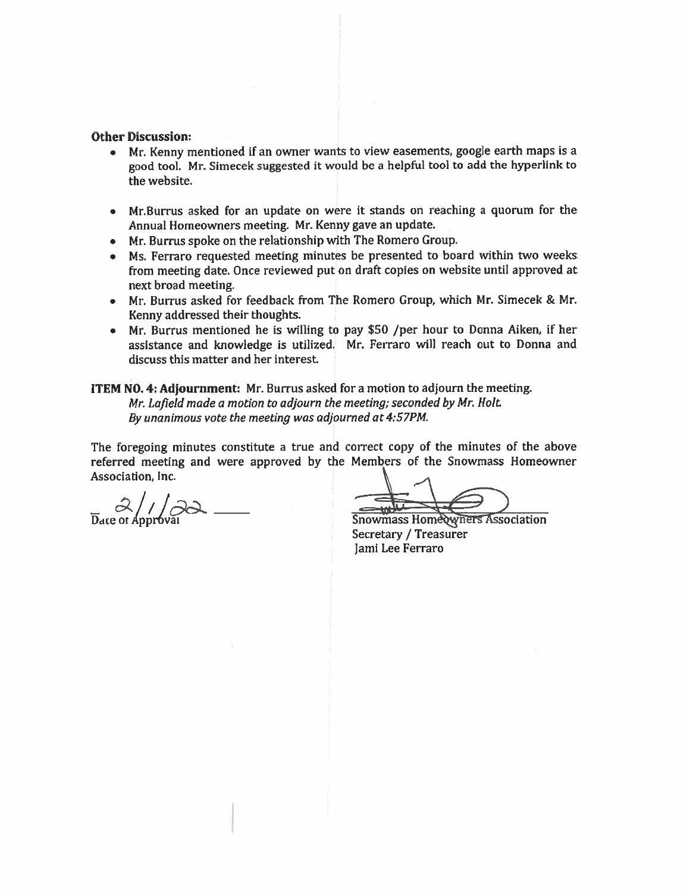**Other Discussion:**

- Mr. Kenny mentioned if an owner wants to view easements, google earth maps is a good tool. Mr. Simecek suggested it would be a helpful tool to add the hyperlink to the website.
- Mr.Burrus asked for an update on were it stands on reaching a quorum for the Annual Homeowners meeting. Mr. Kenny gave an update.
- Mr. Burrus spoke on the relationship with The Romero Group.
- Ms. Ferraro requested meeting minutes be presented to board within two weeks from meeting date. Once reviewed put on draft copies on website until approved at next broad meeting.
- Mr. Burrus asked for feedback from The Romero Group, which Mr. Simecek & Mr. Kenny addressed their thoughts.
- Mr. Burrus mentioned he is willing to pay $50 /per hour to Donna Aiken, if her assistance and knowledge is utilized. Mr. Ferraro will reach out to Donna and discuss this matter and her interest.

**ITEM NO. 4: Adjournment:** Mr. Burrus asked for a motion to adjourn the meeting.
*Mr. Lafield made a motion to adjourn the meeting; seconded by Mr. Holt.*
*By unanimous vote the meeting was adjourned at 4:57PM.*

The foregoing minutes constitute a true and correct copy of the minutes of the above referred meeting and were approved by the Members of the Snowmass Homeowner Association, Inc.

2/1/22
Date of Approval

Snowmass Homeowners Association
Secretary / Treasurer
Jami Lee Ferraro